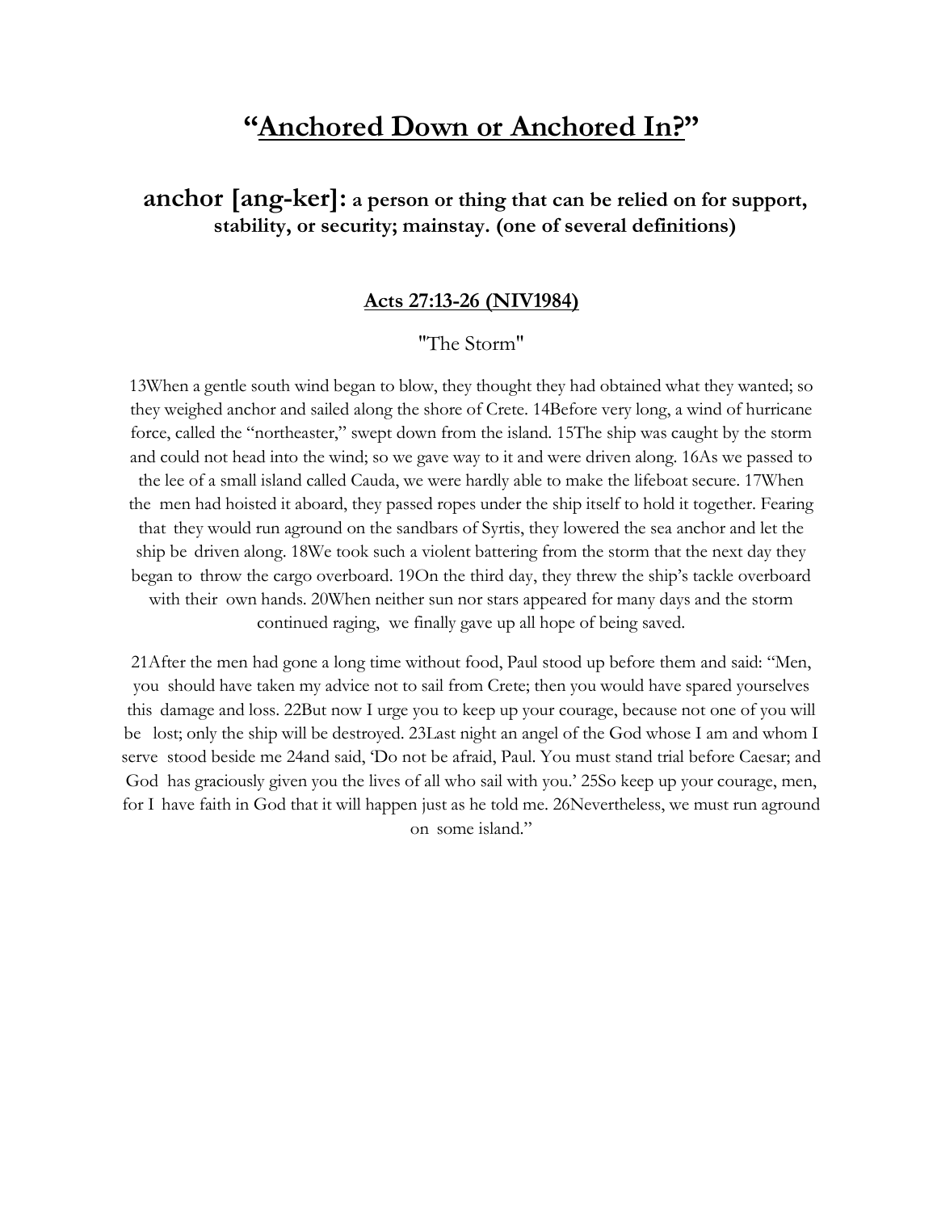# “Anchored Down or Anchored In?”

## anchor [ang-ker]: a person or thing that can be relied on for support, stability, or security; mainstay. (one of several definitions)

### Acts 27:13-26 (NIV1984)

"The Storm"

13When a gentle south wind began to blow, they thought they had obtained what they wanted; so they weighed anchor and sailed along the shore of Crete. 14Before very long, a wind of hurricane force, called the “northeaster,” swept down from the island. 15The ship was caught by the storm and could not head into the wind; so we gave way to it and were driven along. 16As we passed to the lee of a small island called Cauda, we were hardly able to make the lifeboat secure. 17When the men had hoisted it aboard, they passed ropes under the ship itself to hold it together. Fearing that they would run aground on the sandbars of Syrtis, they lowered the sea anchor and let the ship be driven along. 18We took such a violent battering from the storm that the next day they began to throw the cargo overboard. 19On the third day, they threw the ship’s tackle overboard with their own hands. 20When neither sun nor stars appeared for many days and the storm continued raging, we finally gave up all hope of being saved.

21After the men had gone a long time without food, Paul stood up before them and said: “Men, you should have taken my advice not to sail from Crete; then you would have spared yourselves this damage and loss. 22But now I urge you to keep up your courage, because not one of you will be lost; only the ship will be destroyed. 23Last night an angel of the God whose I am and whom I serve stood beside me 24and said, ‘Do not be afraid, Paul. You must stand trial before Caesar; and God has graciously given you the lives of all who sail with you.’ 25So keep up your courage, men, for I have faith in God that it will happen just as he told me. 26Nevertheless, we must run aground on some island.”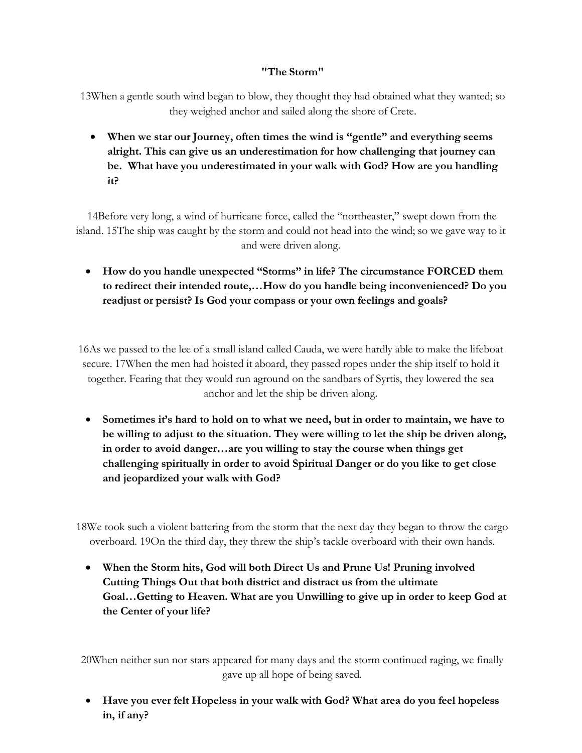**"The Storm"**

13When a gentle south wind began to blow, they thought they had obtained what they wanted; so they weighed anchor and sailed along the shore of Crete.

- **When we star our Journey, often times the wind is "gentle" and everything seems alright. This can give us an underestimation for how challenging that journey can be. What have you underestimated in your walk with God? How are you handling it?**

14Before very long, a wind of hurricane force, called the "northeaster," swept down from the island. 15The ship was caught by the storm and could not head into the wind; so we gave way to it and were driven along.

- **How do you handle unexpected "Storms" in life? The circumstance FORCED them to redirect their intended route,…How do you handle being inconvenienced? Do you readjust or persist? Is God your compass or your own feelings and goals?**

16As we passed to the lee of a small island called Cauda, we were hardly able to make the lifeboat secure. 17When the men had hoisted it aboard, they passed ropes under the ship itself to hold it together. Fearing that they would run aground on the sandbars of Syrtis, they lowered the sea anchor and let the ship be driven along.

- **Sometimes it's hard to hold on to what we need, but in order to maintain, we have to be willing to adjust to the situation. They were willing to let the ship be driven along, in order to avoid danger…are you willing to stay the course when things get challenging spiritually in order to avoid Spiritual Danger or do you like to get close and jeopardized your walk with God?**

18We took such a violent battering from the storm that the next day they began to throw the cargo overboard. 19On the third day, they threw the ship's tackle overboard with their own hands.

- **When the Storm hits, God will both Direct Us and Prune Us! Pruning involved Cutting Things Out that both district and distract us from the ultimate Goal…Getting to Heaven. What are you Unwilling to give up in order to keep God at the Center of your life?**

20When neither sun nor stars appeared for many days and the storm continued raging, we finally gave up all hope of being saved.

- **Have you ever felt Hopeless in your walk with God? What area do you feel hopeless in, if any?**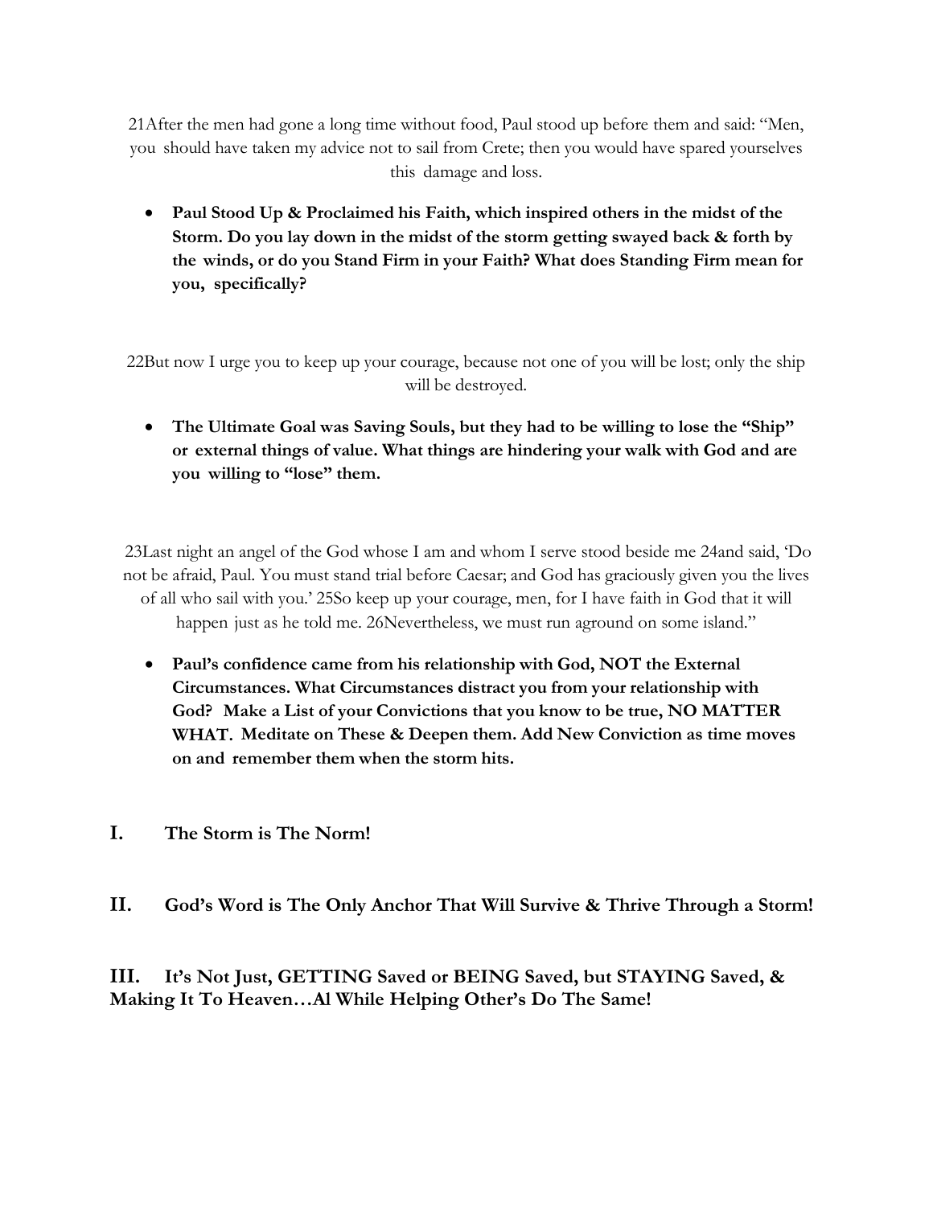21After the men had gone a long time without food, Paul stood up before them and said: "Men, you should have taken my advice not to sail from Crete; then you would have spared yourselves this damage and loss.

- **Paul Stood Up & Proclaimed his Faith, which inspired others in the midst of the Storm. Do you lay down in the midst of the storm getting swayed back & forth by the winds, or do you Stand Firm in your Faith? What does Standing Firm mean for you, specifically?**

22But now I urge you to keep up your courage, because not one of you will be lost; only the ship will be destroyed.

- **The Ultimate Goal was Saving Souls, but they had to be willing to lose the "Ship" or external things of value. What things are hindering your walk with God and are you willing to "lose" them.**

23Last night an angel of the God whose I am and whom I serve stood beside me 24and said, 'Do not be afraid, Paul. You must stand trial before Caesar; and God has graciously given you the lives of all who sail with you.' 25So keep up your courage, men, for I have faith in God that it will happen just as he told me. 26Nevertheless, we must run aground on some island."

- **Paul's confidence came from his relationship with God, NOT the External Circumstances. What Circumstances distract you from your relationship with God? Make a List of your Convictions that you know to be true, NO MATTER WHAT. Meditate on These & Deepen them. Add New Conviction as time moves on and remember them when the storm hits.**

## I. The Storm is The Norm!

## II. God's Word is The Only Anchor That Will Survive & Thrive Through a Storm!

## III. It's Not Just, GETTING Saved or BEING Saved, but STAYING Saved, & Making It To Heaven…Al While Helping Other's Do The Same!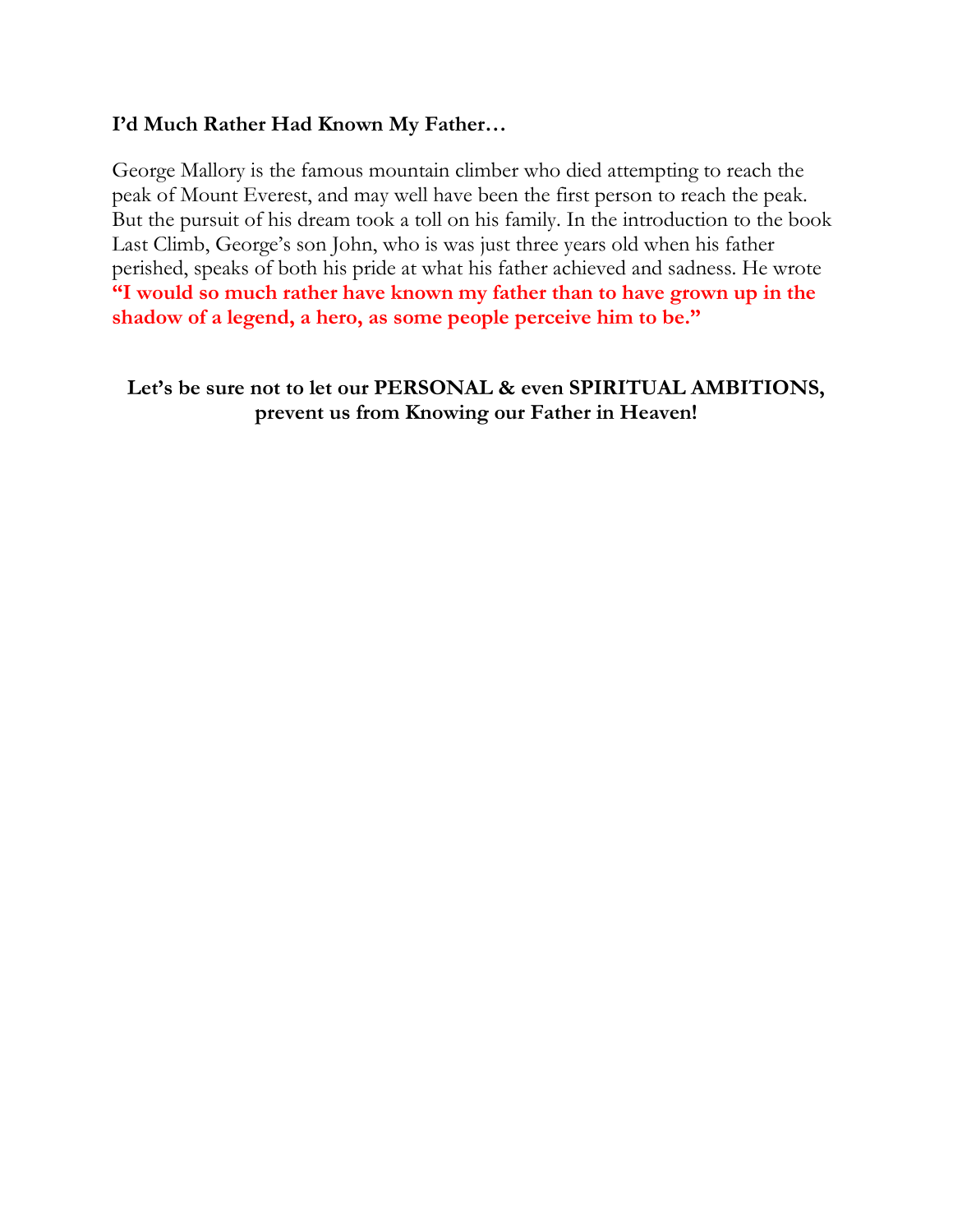**I'd Much Rather Had Known My Father…**

George Mallory is the famous mountain climber who died attempting to reach the peak of Mount Everest, and may well have been the first person to reach the peak. But the pursuit of his dream took a toll on his family. In the introduction to the book Last Climb, George's son John, who is was just three years old when his father perished, speaks of both his pride at what his father achieved and sadness. He wrote **"I would so much rather have known my father than to have grown up in the shadow of a legend, a hero, as some people perceive him to be."**

**Let's be sure not to let our PERSONAL & even SPIRITUAL AMBITIONS, prevent us from Knowing our Father in Heaven!**